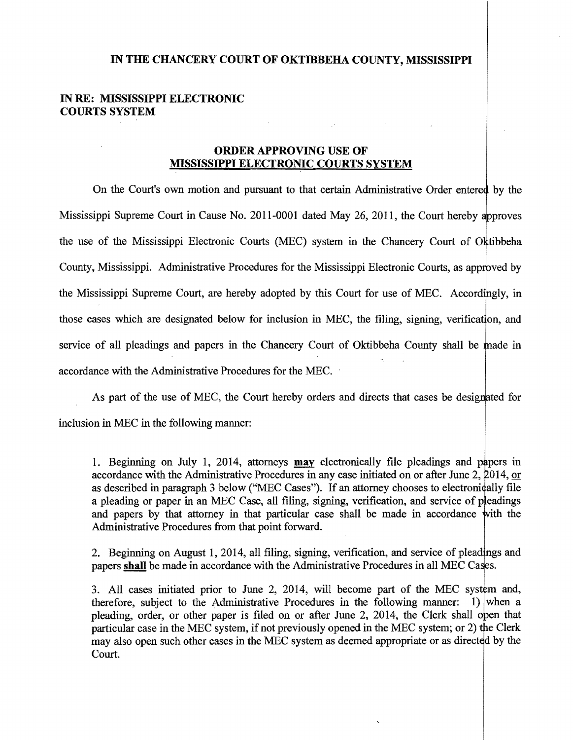**IN THE CHANCERY COURT OF OKTIBBEHA COUNTY, MISSISSIPPI**

**IN RE: MISSISSIPPI ELECTRONIC COURTS SYSTEM**

## ORDER APPROVING USE OF MISSISSIPPI ELECTRONIC COURTS SYSTEM

On the Court's own motion and pursuant to that certain Administrative Order entered by the Mississippi Supreme Court in Cause No. 2011-0001 dated May 26, 2011, the Court hereby approves the use of the Mississippi Electronic Courts (MEC) system in the Chancery Court of Oktibbeha County, Mississippi. Administrative Procedures for the Mississippi Electronic Courts, as approved by the Mississippi Supreme Court, are hereby adopted by this Court for use of MEC. Accordingly, in those cases which are designated below for inclusion in MEC, the filing, signing, verification, and service of all pleadings and papers in the Chancery Court of Oktibbeha County shall be made in accordance with the Administrative Procedures for the MEC.

As part of the use of MEC, the Court hereby orders and directs that cases be designated for inclusion in MEC in the following manner:

1. Beginning on July 1, 2014, attorneys **may** electronically file pleadings and papers in accordance with the Administrative Procedures in any case initiated on or after June 2, 2014, or as described in paragraph 3 below ("MEC Cases"). If an attorney chooses to electronically file a pleading or paper in an MEC Case, all filing, signing, verification, and service of pleadings and papers by that attorney in that particular case shall be made in accordance with the Administrative Procedures from that point forward.

2. Beginning on August 1, 2014, all filing, signing, verification, and service of pleadings and papers **shall** be made in accordance with the Administrative Procedures in all MEC Cases.

3. All cases initiated prior to June 2, 2014, will become part of the MEC system and, therefore, subject to the Administrative Procedures in the following manner: 1) when a pleading, order, or other paper is filed on or after June 2, 2014, the Clerk shall open that particular case in the MEC system, if not previously opened in the MEC system; or 2) the Clerk may also open such other cases in the MEC system as deemed appropriate or as directed by the Court.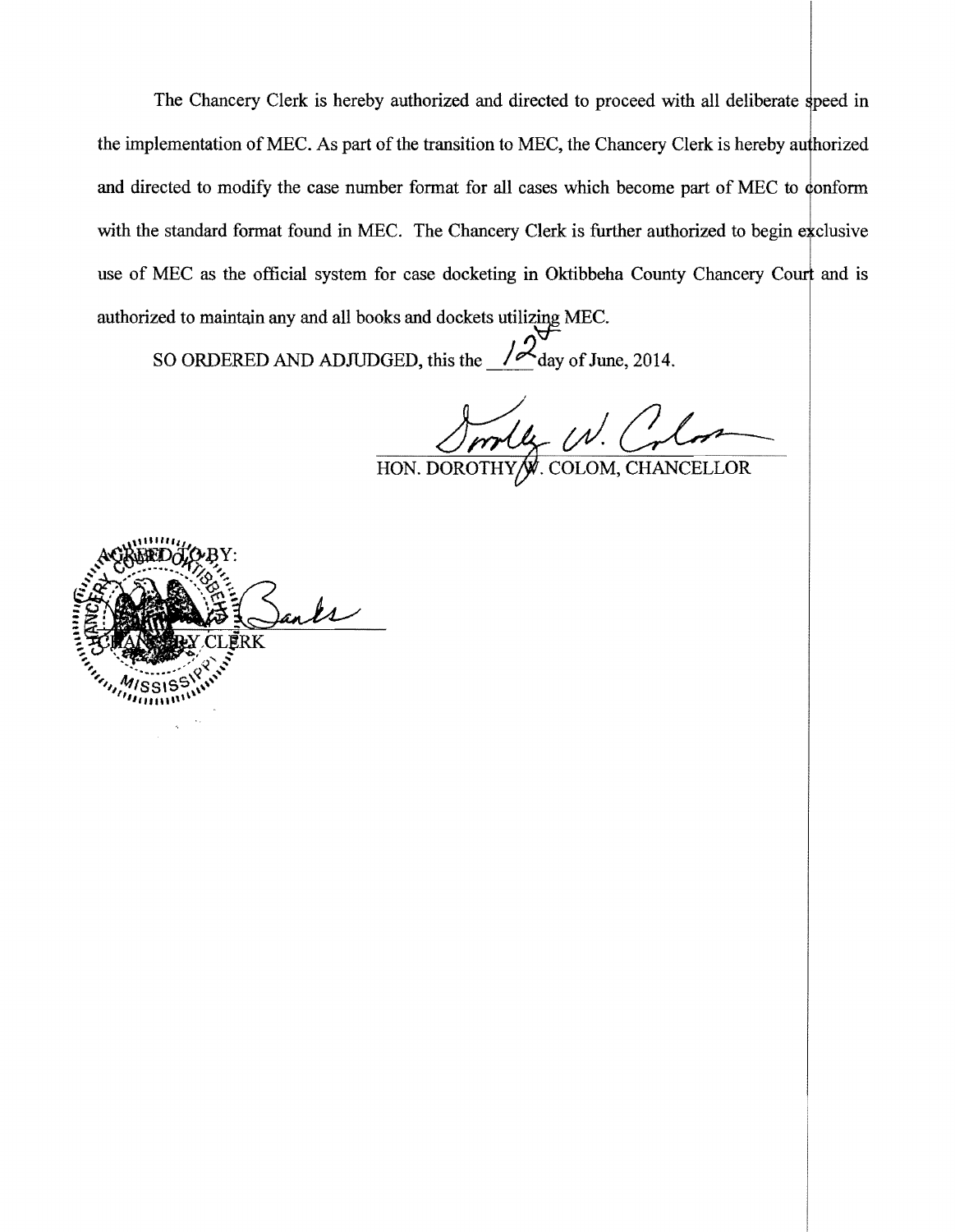The Chancery Clerk is hereby authorized and directed to proceed with all deliberate speed in the implementation of MEC. As part of the transition to MEC, the Chancery Clerk is hereby authorized and directed to modify the case number format for all cases which become part of MEC to conform with the standard format found in MEC. The Chancery Clerk is further authorized to begin exclusive use of MEC as the official system for case docketing in Oktibbeha County Chancery Court and is authorized to maintain any and all books and dockets utilizing MEC.

SO ORDERED AND ADJUDGED, this the 12th day of June, 2014.

HON. DOROTHY W. COLOM, CHANCELLOR

AGREED TO BY:

CHANCERY CLERK